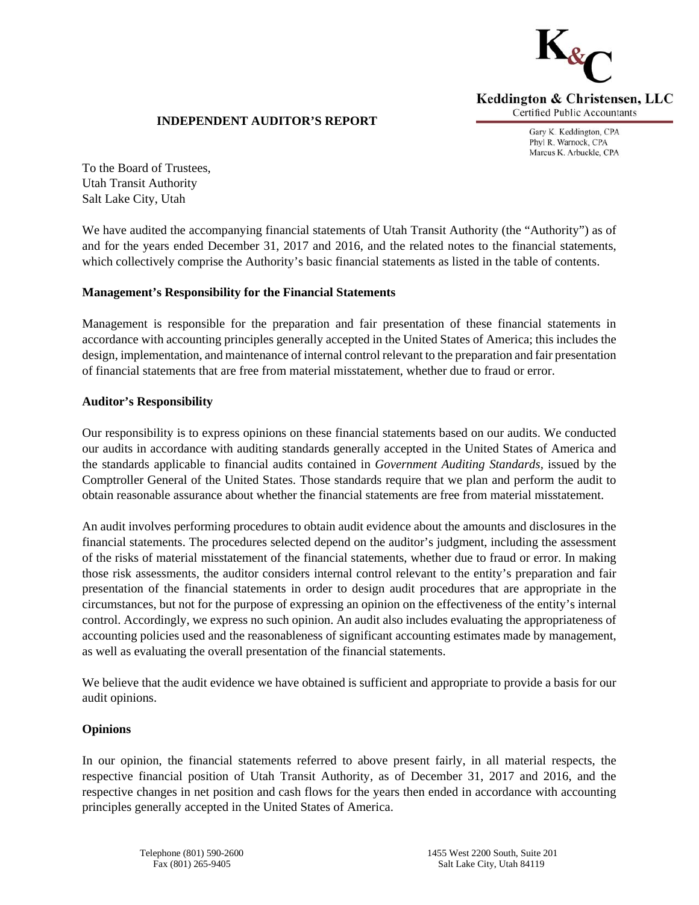Keddington & Christensen, LLC
Certified Public Accountants

Gary K. Keddington, CPA
Phyl R. Warnock, CPA
Marcus K. Arbuckle, CPA

## INDEPENDENT AUDITOR'S REPORT

To the Board of Trustees,
Utah Transit Authority
Salt Lake City, Utah

We have audited the accompanying financial statements of Utah Transit Authority (the "Authority") as of and for the years ended December 31, 2017 and 2016, and the related notes to the financial statements, which collectively comprise the Authority's basic financial statements as listed in the table of contents.

### Management's Responsibility for the Financial Statements

Management is responsible for the preparation and fair presentation of these financial statements in accordance with accounting principles generally accepted in the United States of America; this includes the design, implementation, and maintenance of internal control relevant to the preparation and fair presentation of financial statements that are free from material misstatement, whether due to fraud or error.

### Auditor's Responsibility

Our responsibility is to express opinions on these financial statements based on our audits. We conducted our audits in accordance with auditing standards generally accepted in the United States of America and the standards applicable to financial audits contained in *Government Auditing Standards*, issued by the Comptroller General of the United States. Those standards require that we plan and perform the audit to obtain reasonable assurance about whether the financial statements are free from material misstatement.

An audit involves performing procedures to obtain audit evidence about the amounts and disclosures in the financial statements. The procedures selected depend on the auditor's judgment, including the assessment of the risks of material misstatement of the financial statements, whether due to fraud or error. In making those risk assessments, the auditor considers internal control relevant to the entity's preparation and fair presentation of the financial statements in order to design audit procedures that are appropriate in the circumstances, but not for the purpose of expressing an opinion on the effectiveness of the entity's internal control. Accordingly, we express no such opinion. An audit also includes evaluating the appropriateness of accounting policies used and the reasonableness of significant accounting estimates made by management, as well as evaluating the overall presentation of the financial statements.

We believe that the audit evidence we have obtained is sufficient and appropriate to provide a basis for our audit opinions.

### Opinions

In our opinion, the financial statements referred to above present fairly, in all material respects, the respective financial position of Utah Transit Authority, as of December 31, 2017 and 2016, and the respective changes in net position and cash flows for the years then ended in accordance with accounting principles generally accepted in the United States of America.

Telephone (801) 590-2600
Fax (801) 265-9405

1455 West 2200 South, Suite 201
Salt Lake City, Utah 84119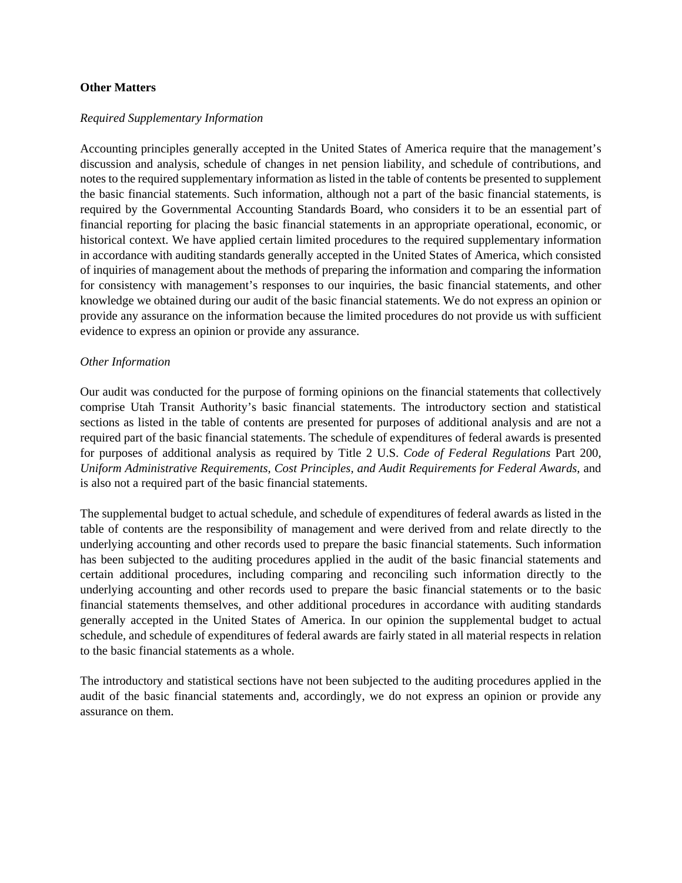## Other Matters

*Required Supplementary Information*

Accounting principles generally accepted in the United States of America require that the management's discussion and analysis, schedule of changes in net pension liability, and schedule of contributions, and notes to the required supplementary information as listed in the table of contents be presented to supplement the basic financial statements. Such information, although not a part of the basic financial statements, is required by the Governmental Accounting Standards Board, who considers it to be an essential part of financial reporting for placing the basic financial statements in an appropriate operational, economic, or historical context. We have applied certain limited procedures to the required supplementary information in accordance with auditing standards generally accepted in the United States of America, which consisted of inquiries of management about the methods of preparing the information and comparing the information for consistency with management's responses to our inquiries, the basic financial statements, and other knowledge we obtained during our audit of the basic financial statements. We do not express an opinion or provide any assurance on the information because the limited procedures do not provide us with sufficient evidence to express an opinion or provide any assurance.

*Other Information*

Our audit was conducted for the purpose of forming opinions on the financial statements that collectively comprise Utah Transit Authority's basic financial statements. The introductory section and statistical sections as listed in the table of contents are presented for purposes of additional analysis and are not a required part of the basic financial statements. The schedule of expenditures of federal awards is presented for purposes of additional analysis as required by Title 2 U.S. *Code of Federal Regulations* Part 200, *Uniform Administrative Requirements, Cost Principles, and Audit Requirements for Federal Awards*, and is also not a required part of the basic financial statements.

The supplemental budget to actual schedule, and schedule of expenditures of federal awards as listed in the table of contents are the responsibility of management and were derived from and relate directly to the underlying accounting and other records used to prepare the basic financial statements. Such information has been subjected to the auditing procedures applied in the audit of the basic financial statements and certain additional procedures, including comparing and reconciling such information directly to the underlying accounting and other records used to prepare the basic financial statements or to the basic financial statements themselves, and other additional procedures in accordance with auditing standards generally accepted in the United States of America. In our opinion the supplemental budget to actual schedule, and schedule of expenditures of federal awards are fairly stated in all material respects in relation to the basic financial statements as a whole.

The introductory and statistical sections have not been subjected to the auditing procedures applied in the audit of the basic financial statements and, accordingly, we do not express an opinion or provide any assurance on them.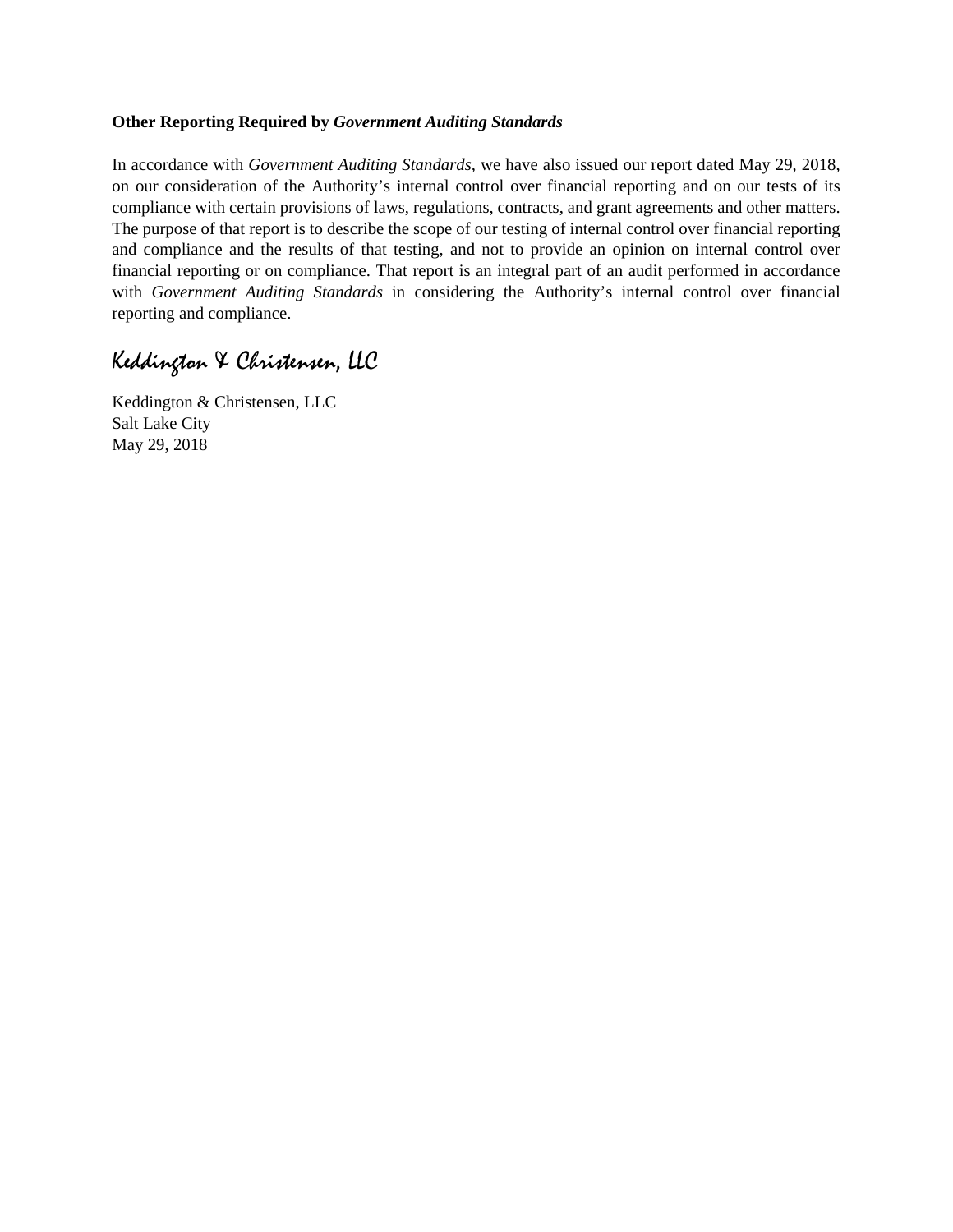**Other Reporting Required by *Government Auditing Standards***

In accordance with *Government Auditing Standards*, we have also issued our report dated May 29, 2018, on our consideration of the Authority's internal control over financial reporting and on our tests of its compliance with certain provisions of laws, regulations, contracts, and grant agreements and other matters. The purpose of that report is to describe the scope of our testing of internal control over financial reporting and compliance and the results of that testing, and not to provide an opinion on internal control over financial reporting or on compliance. That report is an integral part of an audit performed in accordance with *Government Auditing Standards* in considering the Authority's internal control over financial reporting and compliance.

*Keddington & Christensen, LLC*

Keddington & Christensen, LLC
Salt Lake City
May 29, 2018